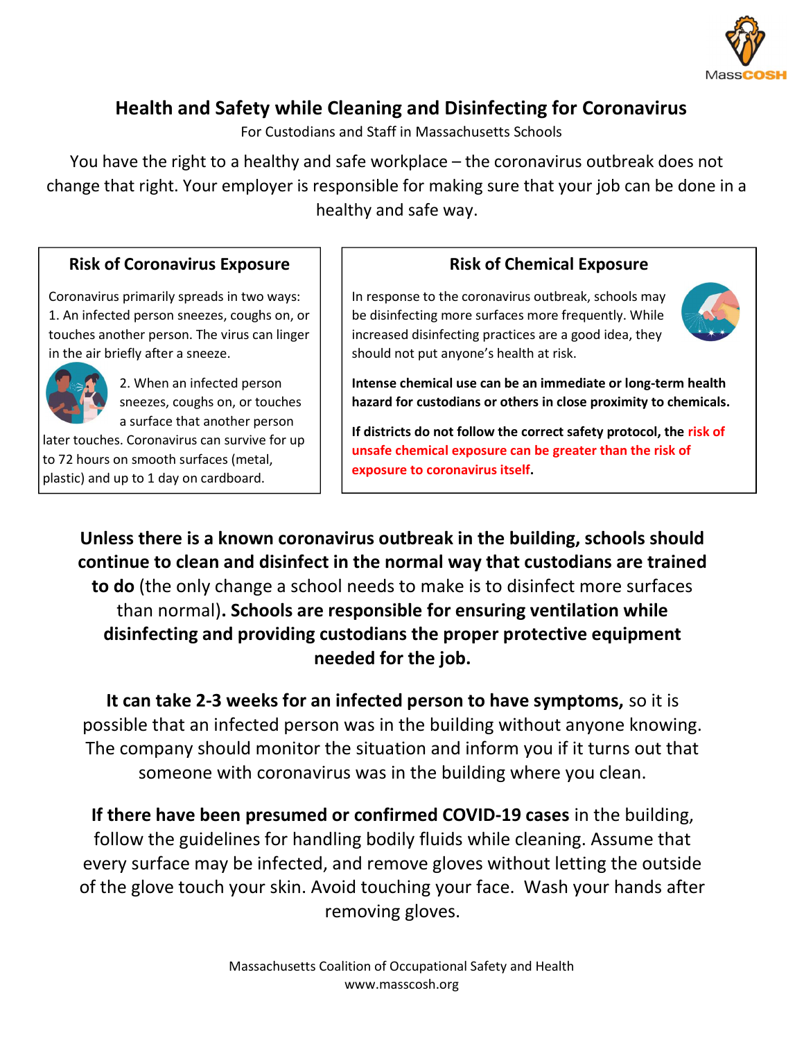# Health and Safety while Cleaning and Disinfecting for Coronavirus

For Custodians and Staff in Massachusetts Schools

You have the right to a healthy and safe workplace – the coronavirus outbreak does not change that right. Your employer is responsible for making sure that your job can be done in a healthy and safe way.

## Risk of Coronavirus Exposure

Coronavirus primarily spreads in two ways:

1. An infected person sneezes, coughs on, or touches another person. The virus can linger in the air briefly after a sneeze.
2. When an infected person sneezes, coughs on, or touches a surface that another person later touches. Coronavirus can survive for up to 72 hours on smooth surfaces (metal, plastic) and up to 1 day on cardboard.

## Risk of Chemical Exposure

In response to the coronavirus outbreak, schools may be disinfecting more surfaces more frequently. While increased disinfecting practices are a good idea, they should not put anyone's health at risk.

**Intense chemical use can be an immediate or long-term health hazard for custodians or others in close proximity to chemicals.**

**If districts do not follow the correct safety protocol, the risk of unsafe chemical exposure can be greater than the risk of exposure to coronavirus itself.**

**Unless there is a known coronavirus outbreak in the building, schools should continue to clean and disinfect in the normal way that custodians are trained to do** (the only change a school needs to make is to disinfect more surfaces than normal)**. Schools are responsible for ensuring ventilation while disinfecting and providing custodians the proper protective equipment needed for the job.**

**It can take 2-3 weeks for an infected person to have symptoms,** so it is possible that an infected person was in the building without anyone knowing. The company should monitor the situation and inform you if it turns out that someone with coronavirus was in the building where you clean.

**If there have been presumed or confirmed COVID-19 cases** in the building, follow the guidelines for handling bodily fluids while cleaning. Assume that every surface may be infected, and remove gloves without letting the outside of the glove touch your skin. Avoid touching your face. Wash your hands after removing gloves.

Massachusetts Coalition of Occupational Safety and Health
www.masscosh.org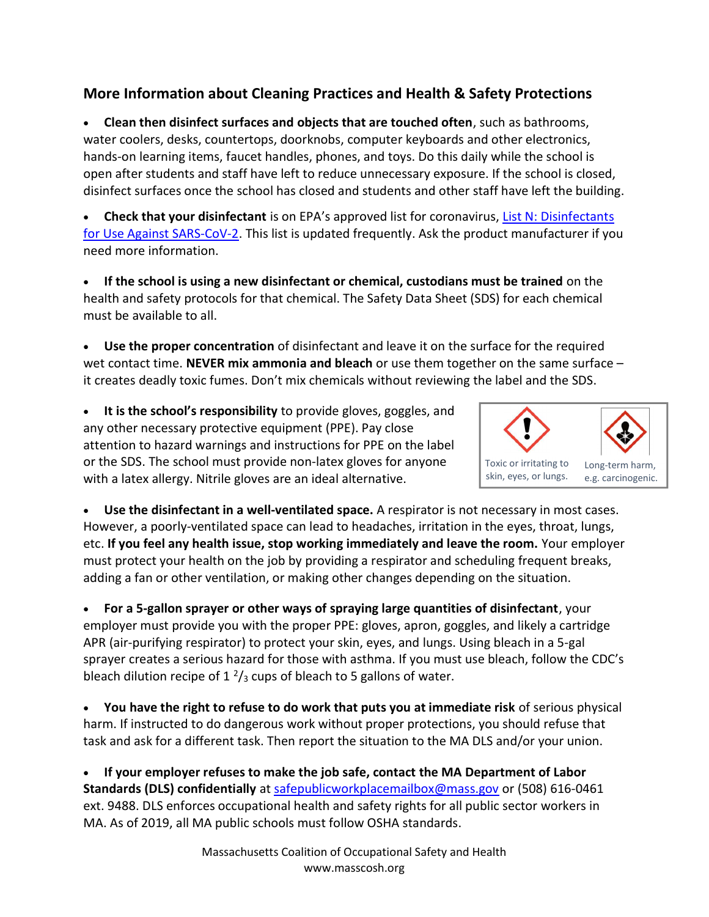## More Information about Cleaning Practices and Health & Safety Protections

- **Clean then disinfect surfaces and objects that are touched often**, such as bathrooms, water coolers, desks, countertops, doorknobs, computer keyboards and other electronics, hands-on learning items, faucet handles, phones, and toys. Do this daily while the school is open after students and staff have left to reduce unnecessary exposure. If the school is closed, disinfect surfaces once the school has closed and students and other staff have left the building.

- **Check that your disinfectant** is on EPA's approved list for coronavirus, [List N: Disinfectants for Use Against SARS-CoV-2](). This list is updated frequently. Ask the product manufacturer if you need more information.

- **If the school is using a new disinfectant or chemical, custodians must be trained** on the health and safety protocols for that chemical. The Safety Data Sheet (SDS) for each chemical must be available to all.

- **Use the proper concentration** of disinfectant and leave it on the surface for the required wet contact time. **NEVER mix ammonia and bleach** or use them together on the same surface – it creates deadly toxic fumes. Don't mix chemicals without reviewing the label and the SDS.

- **It is the school's responsibility** to provide gloves, goggles, and any other necessary protective equipment (PPE). Pay close attention to hazard warnings and instructions for PPE on the label or the SDS. The school must provide non-latex gloves for anyone with a latex allergy. Nitrile gloves are an ideal alternative.

Toxic or irritating to skin, eyes, or lungs.

Long-term harm, e.g. carcinogenic.

- **Use the disinfectant in a well-ventilated space.** A respirator is not necessary in most cases. However, a poorly-ventilated space can lead to headaches, irritation in the eyes, throat, lungs, etc. **If you feel any health issue, stop working immediately and leave the room.** Your employer must protect your health on the job by providing a respirator and scheduling frequent breaks, adding a fan or other ventilation, or making other changes depending on the situation.

- **For a 5-gallon sprayer or other ways of spraying large quantities of disinfectant**, your employer must provide you with the proper PPE: gloves, apron, goggles, and likely a cartridge APR (air-purifying respirator) to protect your skin, eyes, and lungs. Using bleach in a 5-gal sprayer creates a serious hazard for those with asthma. If you must use bleach, follow the CDC's bleach dilution recipe of 1 $^{2}/_{3}$ cups of bleach to 5 gallons of water.

- **You have the right to refuse to do work that puts you at immediate risk** of serious physical harm. If instructed to do dangerous work without proper protections, you should refuse that task and ask for a different task. Then report the situation to the MA DLS and/or your union.

- **If your employer refuses to make the job safe, contact the MA Department of Labor Standards (DLS) confidentially** at safepublicworkplacemailbox@mass.gov or (508) 616-0461 ext. 9488. DLS enforces occupational health and safety rights for all public sector workers in MA. As of 2019, all MA public schools must follow OSHA standards.

Massachusetts Coalition of Occupational Safety and Health
www.masscosh.org